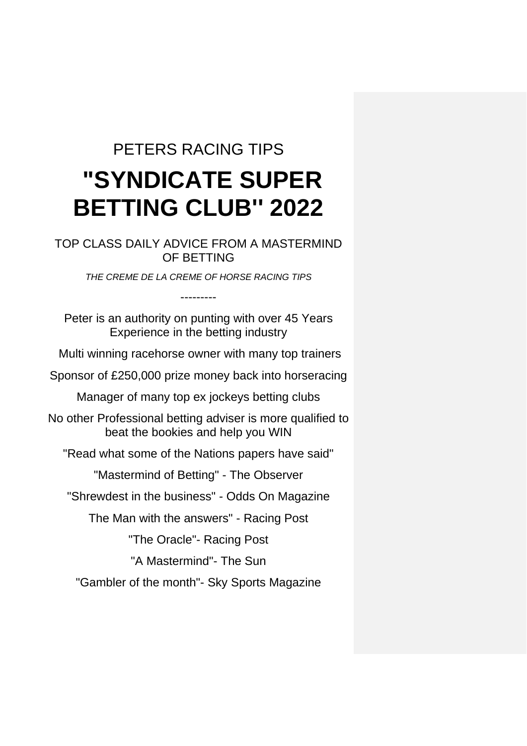PETERS RACING TIPS

# "SYNDICATE SUPER BETTING CLUB'' 2022

TOP CLASS DAILY ADVICE FROM A MASTERMIND OF BETTING

*THE CREME DE LA CREME OF HORSE RACING TIPS*

---------

Peter is an authority on punting with over 45 Years Experience in the betting industry

Multi winning racehorse owner with many top trainers

Sponsor of £250,000 prize money back into horseracing

Manager of many top ex jockeys betting clubs

No other Professional betting adviser is more qualified to beat the bookies and help you WIN

"Read what some of the Nations papers have said"

"Mastermind of Betting" - The Observer

"Shrewdest in the business" - Odds On Magazine

The Man with the answers" - Racing Post

"The Oracle"- Racing Post

"A Mastermind"- The Sun

"Gambler of the month"- Sky Sports Magazine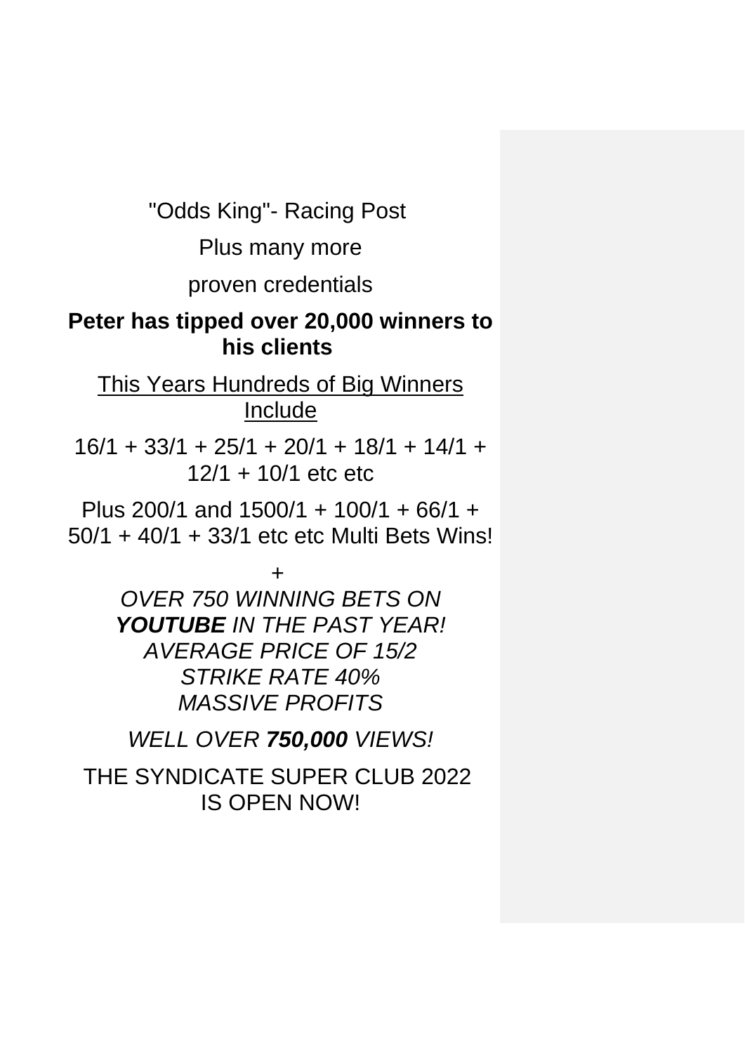"Odds King"- Racing Post

Plus many more

proven credentials

**Peter has tipped over 20,000 winners to his clients**

<u>This Years Hundreds of Big Winners Include</u>

16/1 + 33/1 + 25/1 + 20/1 + 18/1 + 14/1 + 12/1 + 10/1 etc etc

Plus 200/1 and 1500/1 + 100/1 + 66/1 + 50/1 + 40/1 + 33/1 etc etc Multi Bets Wins!

+

*OVER 750 WINNING BETS ON **YOUTUBE** IN THE PAST YEAR!*
*AVERAGE PRICE OF 15/2*
*STRIKE RATE 40%*
*MASSIVE PROFITS*

*WELL OVER **750,000** VIEWS!*

THE SYNDICATE SUPER CLUB 2022
IS OPEN NOW!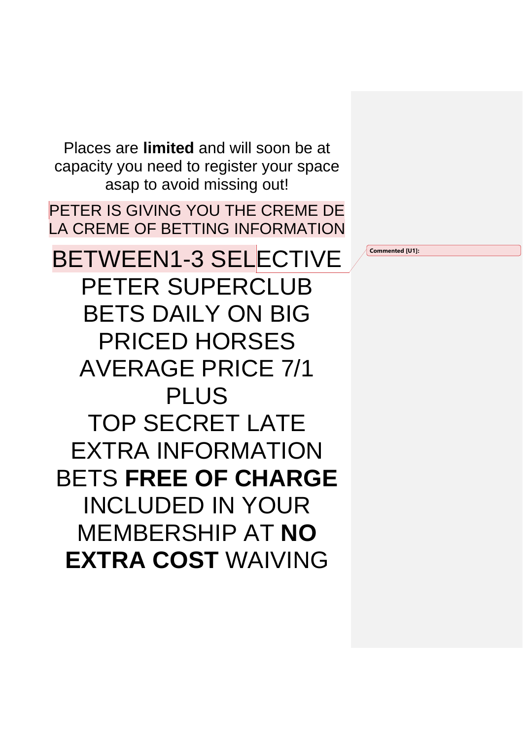Places are **limited** and will soon be at capacity you need to register your space asap to avoid missing out!

PETER IS GIVING YOU THE CREME DE LA CREME OF BETTING INFORMATION

BETWEEN1-3 SELECTIVE PETER SUPERCLUB BETS DAILY ON BIG PRICED HORSES AVERAGE PRICE 7/1 PLUS

TOP SECRET LATE EXTRA INFORMATION BETS **FREE OF CHARGE** INCLUDED IN YOUR MEMBERSHIP AT **NO EXTRA COST** WAIVING

**Commented [U1]:**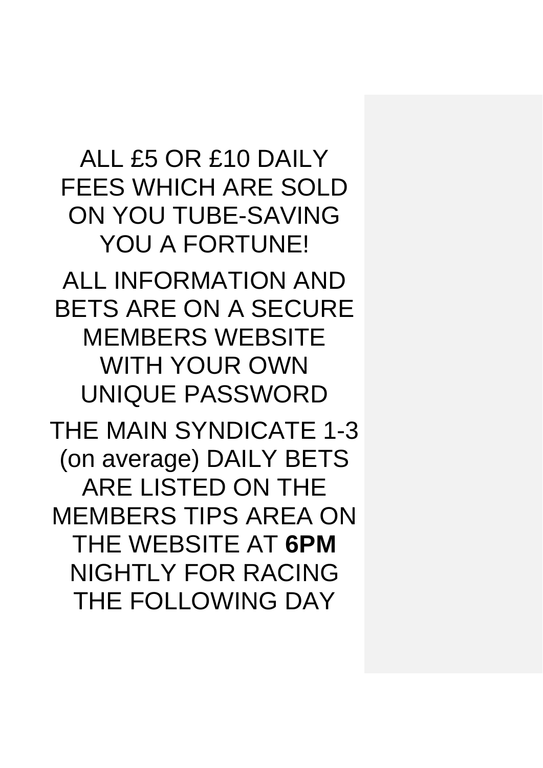ALL £5 OR £10 DAILY FEES WHICH ARE SOLD ON YOU TUBE-SAVING YOU A FORTUNE!

ALL INFORMATION AND BETS ARE ON A SECURE MEMBERS WEBSITE WITH YOUR OWN UNIQUE PASSWORD

THE MAIN SYNDICATE 1-3 (on average) DAILY BETS ARE LISTED ON THE MEMBERS TIPS AREA ON THE WEBSITE AT **6PM** NIGHTLY FOR RACING THE FOLLOWING DAY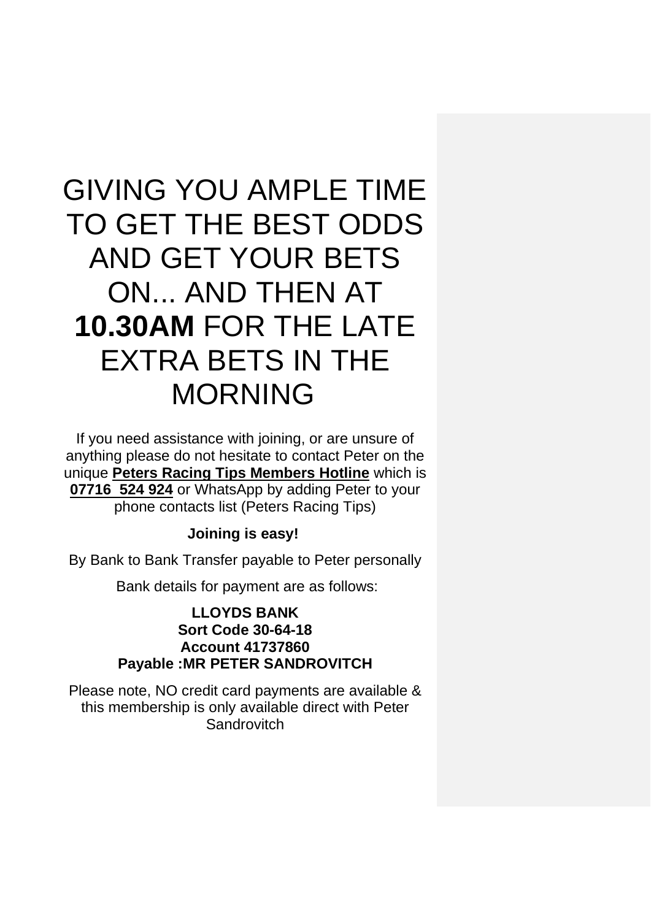# GIVING YOU AMPLE TIME TO GET THE BEST ODDS AND GET YOUR BETS ON... AND THEN AT **10.30AM** FOR THE LATE EXTRA BETS IN THE MORNING

If you need assistance with joining, or are unsure of anything please do not hesitate to contact Peter on the unique **Peters Racing Tips Members Hotline** which is **07716 524 924** or WhatsApp by adding Peter to your phone contacts list (Peters Racing Tips)

**Joining is easy!**

By Bank to Bank Transfer payable to Peter personally

Bank details for payment are as follows:

**LLOYDS BANK**
**Sort Code 30-64-18**
**Account 41737860**
**Payable :MR PETER SANDROVITCH**

Please note, NO credit card payments are available & this membership is only available direct with Peter Sandrovitch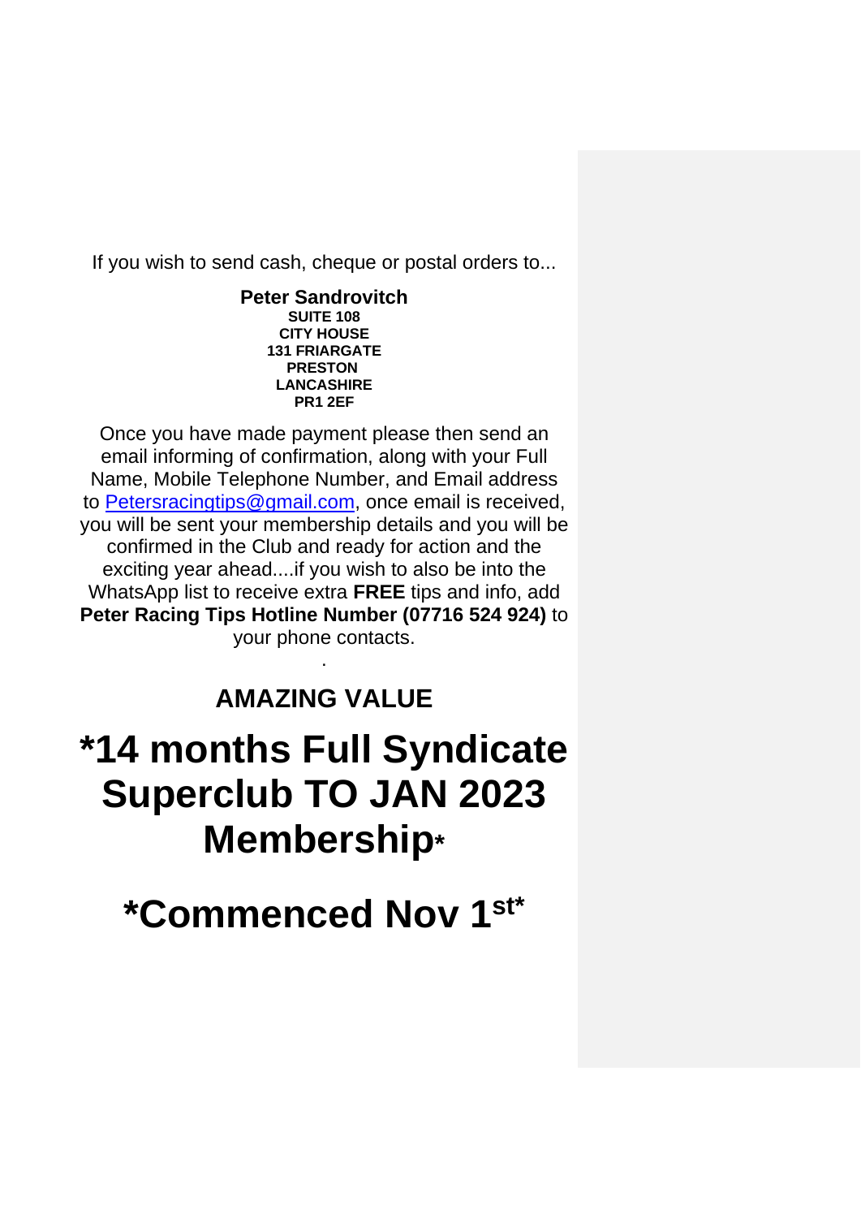If you wish to send cash, cheque or postal orders to...

**Peter Sandrovitch**
**SUITE 108**
**CITY HOUSE**
**131 FRIARGATE**
**PRESTON**
**LANCASHIRE**
**PR1 2EF**

Once you have made payment please then send an email informing of confirmation, along with your Full Name, Mobile Telephone Number, and Email address to [Petersracingtips@gmail.com](mailto:Petersracingtips@gmail.com), once email is received, you will be sent your membership details and you will be confirmed in the Club and ready for action and the exciting year ahead....if you wish to also be into the WhatsApp list to receive extra **FREE** tips and info, add **Peter Racing Tips Hotline Number (07716 524 924)** to your phone contacts.

.

## AMAZING VALUE

# *14 months Full Syndicate Superclub TO JAN 2023 Membership*

# *Commenced Nov 1st*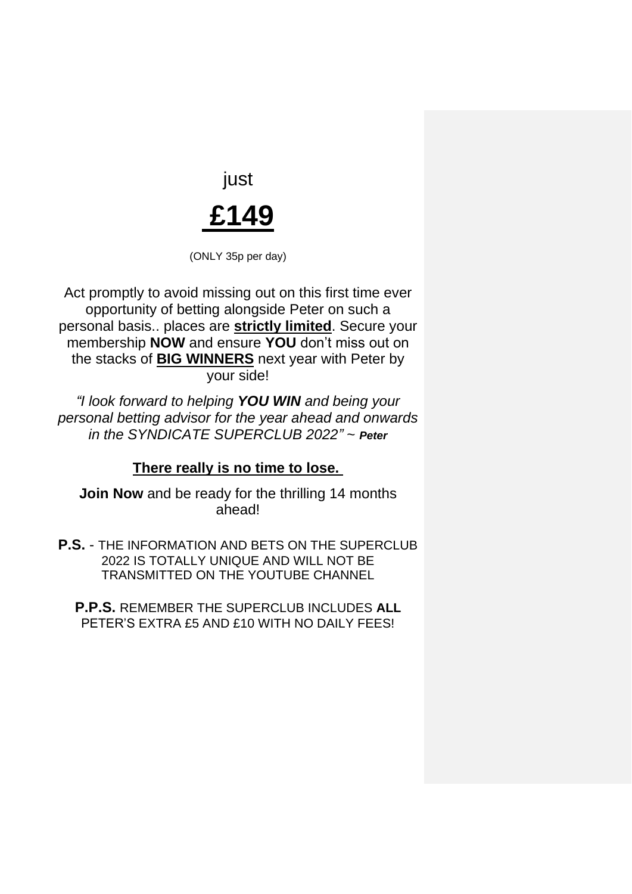just

**£149**

(ONLY 35p per day)

Act promptly to avoid missing out on this first time ever opportunity of betting alongside Peter on such a personal basis.. places are **strictly limited**. Secure your membership **NOW** and ensure **YOU** don't miss out on the stacks of **BIG WINNERS** next year with Peter by your side!

*"I look forward to helping **YOU WIN** and being your personal betting advisor for the year ahead and onwards in the SYNDICATE SUPERCLUB 2022" ~ **Peter***

**There really is no time to lose.**

**Join Now** and be ready for the thrilling 14 months ahead!

**P.S.** - THE INFORMATION AND BETS ON THE SUPERCLUB 2022 IS TOTALLY UNIQUE AND WILL NOT BE TRANSMITTED ON THE YOUTUBE CHANNEL

**P.P.S.** REMEMBER THE SUPERCLUB INCLUDES **ALL** PETER'S EXTRA £5 AND £10 WITH NO DAILY FEES!